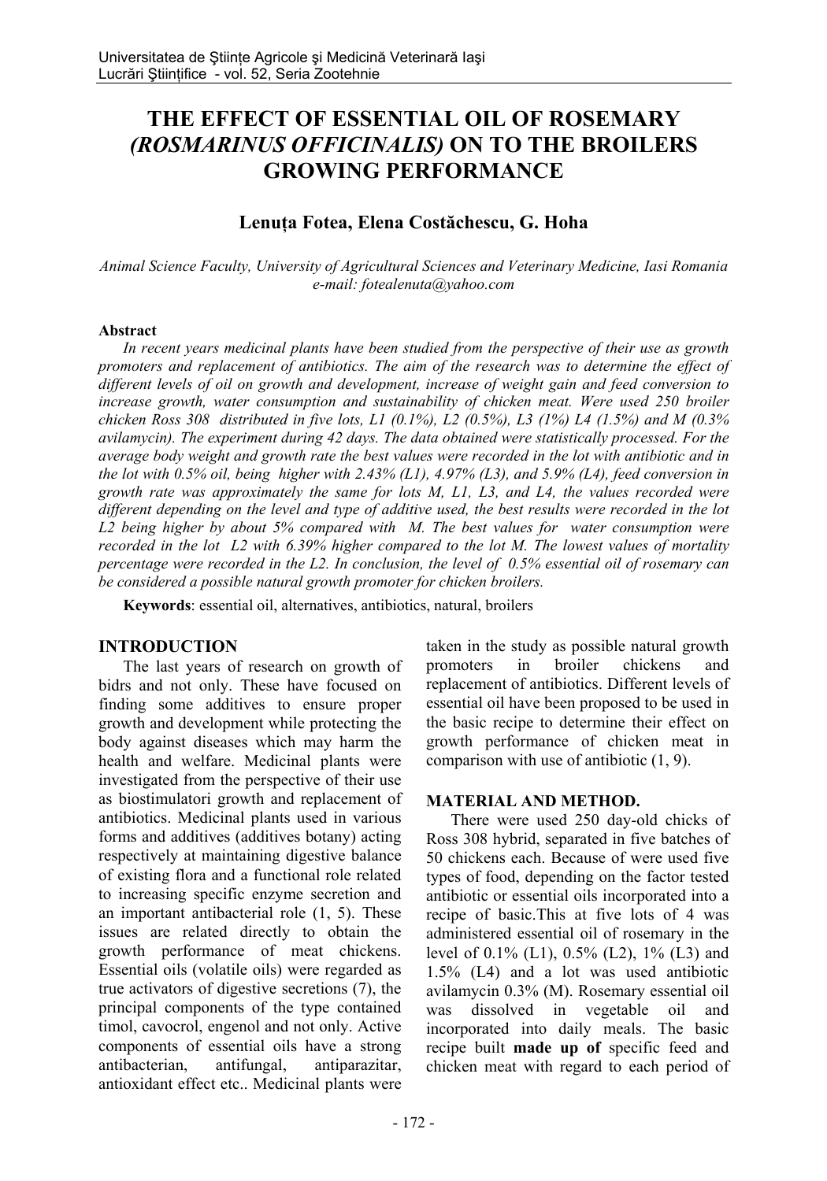# THE EFFECT OF ESSENTIAL OIL OF ROSEMARY *(ROSMARINUS OFFICINALIS)* ON TO THE BROILERS GROWING PERFORMANCE

**Lenuța Fotea, Elena Costăchescu, G. Hoha**

*Animal Science Faculty, University of Agricultural Sciences and Veterinary Medicine, Iasi Romania*
*e-mail: fotealenuta@yahoo.com*

**Abstract**

*In recent years medicinal plants have been studied from the perspective of their use as growth promoters and replacement of antibiotics. The aim of the research was to determine the effect of different levels of oil on growth and development, increase of weight gain and feed conversion to increase growth, water consumption and sustainability of chicken meat. Were used 250 broiler chicken Ross 308 distributed in five lots, L1 (0.1%), L2 (0.5%), L3 (1%) L4 (1.5%) and M (0.3% avilamycin). The experiment during 42 days. The data obtained were statistically processed. For the average body weight and growth rate the best values were recorded in the lot with antibiotic and in the lot with 0.5% oil, being higher with 2.43% (L1), 4.97% (L3), and 5.9% (L4), feed conversion in growth rate was approximately the same for lots M, L1, L3, and L4, the values recorded were different depending on the level and type of additive used, the best results were recorded in the lot L2 being higher by about 5% compared with M. The best values for water consumption were recorded in the lot L2 with 6.39% higher compared to the lot M. The lowest values of mortality percentage were recorded in the L2. In conclusion, the level of 0.5% essential oil of rosemary can be considered a possible natural growth promoter for chicken broilers.*

**Keywords**: essential oil, alternatives, antibiotics, natural, broilers

## INTRODUCTION

The last years of research on growth of bidrs and not only. These have focused on finding some additives to ensure proper growth and development while protecting the body against diseases which may harm the health and welfare. Medicinal plants were investigated from the perspective of their use as biostimulatori growth and replacement of antibiotics. Medicinal plants used in various forms and additives (additives botany) acting respectively at maintaining digestive balance of existing flora and a functional role related to increasing specific enzyme secretion and an important antibacterial role (1, 5). These issues are related directly to obtain the growth performance of meat chickens. Essential oils (volatile oils) were regarded as true activators of digestive secretions (7), the principal components of the type contained timol, cavocrol, engenol and not only. Active components of essential oils have a strong antibacterian, antifungal, antiparazitar, antioxidant effect etc.. Medicinal plants were taken in the study as possible natural growth promoters in broiler chickens and replacement of antibiotics. Different levels of essential oil have been proposed to be used in the basic recipe to determine their effect on growth performance of chicken meat in comparison with use of antibiotic (1, 9).

## MATERIAL AND METHOD.

There were used 250 day-old chicks of Ross 308 hybrid, separated in five batches of 50 chickens each. Because of were used five types of food, depending on the factor tested antibiotic or essential oils incorporated into a recipe of basic.This at five lots of 4 was administered essential oil of rosemary in the level of 0.1% (L1), 0.5% (L2), 1% (L3) and 1.5% (L4) and a lot was used antibiotic avilamycin 0.3% (M). Rosemary essential oil was dissolved in vegetable oil and incorporated into daily meals. The basic recipe built **made up of** specific feed and chicken meat with regard to each period of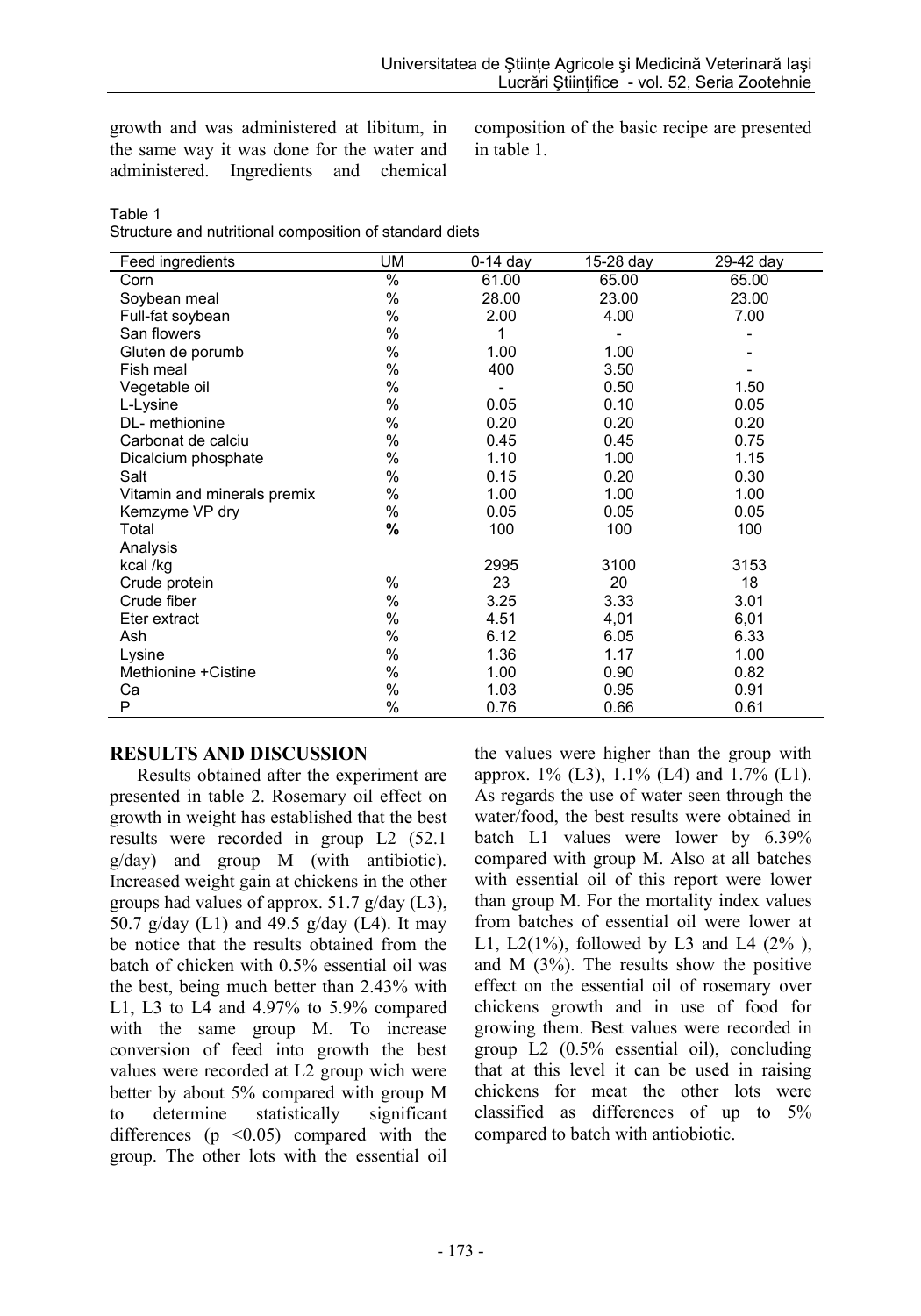growth and was administered at libitum, in the same way it was done for the water and administered. Ingredients and chemical composition of the basic recipe are presented in table 1.

Table 1
Structure and nutritional composition of standard diets

| Feed ingredients | UM | 0-14 day | 15-28 day | 29-42 day |
|---|---|---|---|---|
| Corn | % | 61.00 | 65.00 | 65.00 |
| Soybean meal | % | 28.00 | 23.00 | 23.00 |
| Full-fat soybean | % | 2.00 | 4.00 | 7.00 |
| San flowers | % | 1 | - | - |
| Gluten de porumb | % | 1.00 | 1.00 | - |
| Fish meal | % | 400 | 3.50 | - |
| Vegetable oil | % | - | 0.50 | 1.50 |
| L-Lysine | % | 0.05 | 0.10 | 0.05 |
| DL- methionine | % | 0.20 | 0.20 | 0.20 |
| Carbonat de calciu | % | 0.45 | 0.45 | 0.75 |
| Dicalcium phosphate | % | 1.10 | 1.00 | 1.15 |
| Salt | % | 0.15 | 0.20 | 0.30 |
| Vitamin and minerals premix | % | 1.00 | 1.00 | 1.00 |
| Kemzyme VP dry | % | 0.05 | 0.05 | 0.05 |
| Total | **%** | 100 | 100 | 100 |
| Analysis | | | | |
| kcal /kg | | 2995 | 3100 | 3153 |
| Crude protein | % | 23 | 20 | 18 |
| Crude fiber | % | 3.25 | 3.33 | 3.01 |
| Eter extract | % | 4.51 | 4,01 | 6,01 |
| Ash | % | 6.12 | 6.05 | 6.33 |
| Lysine | % | 1.36 | 1.17 | 1.00 |
| Methionine +Cistine | % | 1.00 | 0.90 | 0.82 |
| Ca | % | 1.03 | 0.95 | 0.91 |
| P | % | 0.76 | 0.66 | 0.61 |

## RESULTS AND DISCUSSION

Results obtained after the experiment are presented in table 2. Rosemary oil effect on growth in weight has established that the best results were recorded in group L2 (52.1 g/day) and group M (with antibiotic). Increased weight gain at chickens in the other groups had values of approx. 51.7 g/day (L3), 50.7 g/day (L1) and 49.5 g/day (L4). It may be notice that the results obtained from the batch of chicken with 0.5% essential oil was the best, being much better than 2.43% with L1, L3 to L4 and 4.97% to 5.9% compared with the same group M. To increase conversion of feed into growth the best values were recorded at L2 group wich were better by about 5% compared with group M to determine statistically significant differences ($p < 0.05$) compared with the group. The other lots with the essential oil the values were higher than the group with approx. 1% (L3), 1.1% (L4) and 1.7% (L1). As regards the use of water seen through the water/food, the best results were obtained in batch L1 values were lower by 6.39% compared with group M. Also at all batches with essential oil of this report were lower than group M. For the mortality index values from batches of essential oil were lower at L1, L2(1%), followed by L3 and L4 (2% ), and M (3%). The results show the positive effect on the essential oil of rosemary over chickens growth and in use of food for growing them. Best values were recorded in group L2 (0.5% essential oil), concluding that at this level it can be used in raising chickens for meat the other lots were classified as differences of up to 5% compared to batch with antibiotic.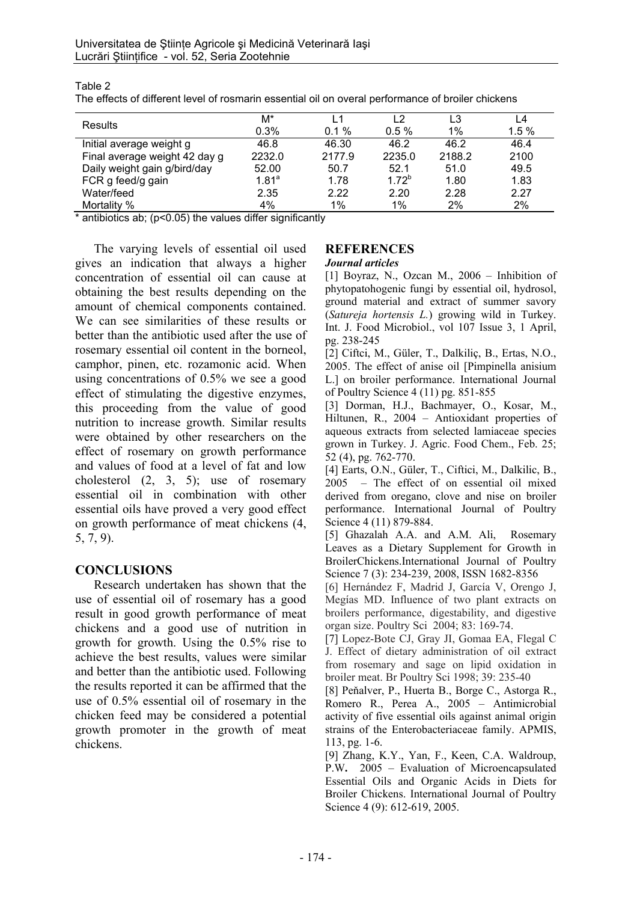Table 2
The effects of different level of rosmarin essential oil on overal performance of broiler chickens

| Results | M* 0.3% | L1 0.1 % | L2 0.5 % | L3 1% | L4 1.5 % |
|---|---|---|---|---|---|
| Initial average weight g | 46.8 | 46.30 | 46.2 | 46.2 | 46.4 |
| Final average weight 42 day g | 2232.0 | 2177.9 | 2235.0 | 2188.2 | 2100 |
| Daily weight gain g/bird/day | 52.00 | 50.7 | 52.1 | 51.0 | 49.5 |
| FCR g feed/g gain | 1.81[a] | 1.78 | 1.72[b] | 1.80 | 1.83 |
| Water/feed | 2.35 | 2.22 | 2.20 | 2.28 | 2.27 |
| Mortality % | 4% | 1% | 1% | 2% | 2% |

* antibiotics ab; ($p<0.05$) the values differ significantly

The varying levels of essential oil used gives an indication that always a higher concentration of essential oil can cause at obtaining the best results depending on the amount of chemical components contained. We can see similarities of these results or better than the antibiotic used after the use of rosemary essential oil content in the borneol, camphor, pinen, etc. rozamonic acid. When using concentrations of 0.5% we see a good effect of stimulating the digestive enzymes, this proceeding from the value of good nutrition to increase growth. Similar results were obtained by other researchers on the effect of rosemary on growth performance and values of food at a level of fat and low cholesterol (2, 3, 5); use of rosemary essential oil in combination with other essential oils have proved a very good effect on growth performance of meat chickens (4, 5, 7, 9).

## CONCLUSIONS

Research undertaken has shown that the use of essential oil of rosemary has a good result in good growth performance of meat chickens and a good use of nutrition in growth for growth. Using the 0.5% rise to achieve the best results, values were similar and better than the antibiotic used. Following the results reported it can be affirmed that the use of 0.5% essential oil of rosemary in the chicken feed may be considered a potential growth promoter in the growth of meat chickens.

## REFERENCES

***Journal articles***

[1] Boyraz, N., Ozcan M., 2006 – Inhibition of phytopatohogenic fungi by essential oil, hydrosol, ground material and extract of summer savory (*Satureja hortensis L.*) growing wild in Turkey. Int. J. Food Microbiol., vol 107 Issue 3, 1 April, pg. 238-245

[2] Ciftci, M., Güler, T., Dalkiliç, B., Ertas, N.O., 2005. The effect of anise oil [Pimpinella anisium L.] on broiler performance. International Journal of Poultry Science 4 (11) pg. 851-855

[3] Dorman, H.J., Bachmayer, O., Kosar, M., Hiltunen, R., 2004 – Antioxidant properties of aqueous extracts from selected lamiaceae species grown in Turkey. J. Agric. Food Chem., Feb. 25; 52 (4), pg. 762-770.

[4] Earts, O.N., Güler, T., Ciftici, M., Dalkilic, B., 2005 – The effect of on essential oil mixed derived from oregano, clove and nise on broiler performance. International Journal of Poultry Science 4 (11) 879-884.

[5] Ghazalah A.A. and A.M. Ali, Rosemary Leaves as a Dietary Supplement for Growth in BroilerChickens.International Journal of Poultry Science 7 (3): 234-239, 2008, ISSN 1682-8356

[6] Hernández F, Madrid J, García V, Orengo J, Megías MD. Influence of two plant extracts on broilers performance, digestability, and digestive organ size. Poultry Sci 2004; 83: 169-74.

[7] Lopez-Bote CJ, Gray JI, Gomaa EA, Flegal C J. Effect of dietary administration of oil extract from rosemary and sage on lipid oxidation in broiler meat. Br Poultry Sci 1998; 39: 235-40

[8] Peňalver, P., Huerta B., Borge C., Astorga R., Romero R., Perea A., 2005 – Antimicrobial activity of five essential oils against animal origin strains of the Enterobacteriaceae family. APMIS, 113, pg. 1-6.

[9] Zhang, K.Y., Yan, F., Keen, C.A. Waldroup, P.W. 2005 – Evaluation of Microencapsulated Essential Oils and Organic Acids in Diets for Broiler Chickens. International Journal of Poultry Science 4 (9): 612-619, 2005.